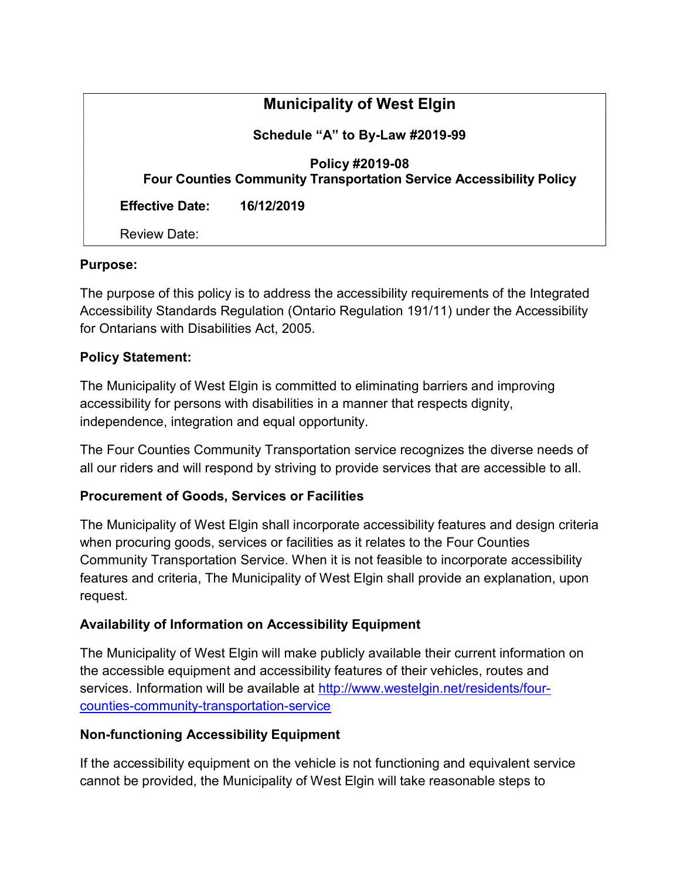# Municipality of West Elgin

**Schedule "A" to By-Law #2019-99**

**Policy #2019-08**
**Four Counties Community Transportation Service Accessibility Policy**

**Effective Date: 16/12/2019**

Review Date:

**Purpose:**

The purpose of this policy is to address the accessibility requirements of the Integrated Accessibility Standards Regulation (Ontario Regulation 191/11) under the Accessibility for Ontarians with Disabilities Act, 2005.

**Policy Statement:**

The Municipality of West Elgin is committed to eliminating barriers and improving accessibility for persons with disabilities in a manner that respects dignity, independence, integration and equal opportunity.

The Four Counties Community Transportation service recognizes the diverse needs of all our riders and will respond by striving to provide services that are accessible to all.

**Procurement of Goods, Services or Facilities**

The Municipality of West Elgin shall incorporate accessibility features and design criteria when procuring goods, services or facilities as it relates to the Four Counties Community Transportation Service. When it is not feasible to incorporate accessibility features and criteria, The Municipality of West Elgin shall provide an explanation, upon request.

**Availability of Information on Accessibility Equipment**

The Municipality of West Elgin will make publicly available their current information on the accessible equipment and accessibility features of their vehicles, routes and services. Information will be available at [http://www.westelgin.net/residents/four-counties-community-transportation-service](http://www.westelgin.net/residents/four-counties-community-transportation-service)

**Non-functioning Accessibility Equipment**

If the accessibility equipment on the vehicle is not functioning and equivalent service cannot be provided, the Municipality of West Elgin will take reasonable steps to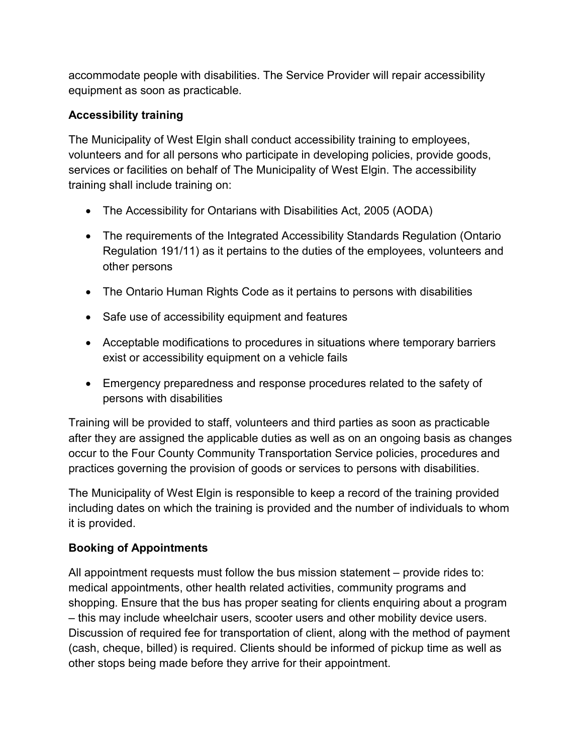accommodate people with disabilities. The Service Provider will repair accessibility equipment as soon as practicable.

**Accessibility training**

The Municipality of West Elgin shall conduct accessibility training to employees, volunteers and for all persons who participate in developing policies, provide goods, services or facilities on behalf of The Municipality of West Elgin. The accessibility training shall include training on:

- The Accessibility for Ontarians with Disabilities Act, 2005 (AODA)
- The requirements of the Integrated Accessibility Standards Regulation (Ontario Regulation 191/11) as it pertains to the duties of the employees, volunteers and other persons
- The Ontario Human Rights Code as it pertains to persons with disabilities
- Safe use of accessibility equipment and features
- Acceptable modifications to procedures in situations where temporary barriers exist or accessibility equipment on a vehicle fails
- Emergency preparedness and response procedures related to the safety of persons with disabilities

Training will be provided to staff, volunteers and third parties as soon as practicable after they are assigned the applicable duties as well as on an ongoing basis as changes occur to the Four County Community Transportation Service policies, procedures and practices governing the provision of goods or services to persons with disabilities.

The Municipality of West Elgin is responsible to keep a record of the training provided including dates on which the training is provided and the number of individuals to whom it is provided.

**Booking of Appointments**

All appointment requests must follow the bus mission statement – provide rides to: medical appointments, other health related activities, community programs and shopping. Ensure that the bus has proper seating for clients enquiring about a program – this may include wheelchair users, scooter users and other mobility device users. Discussion of required fee for transportation of client, along with the method of payment (cash, cheque, billed) is required. Clients should be informed of pickup time as well as other stops being made before they arrive for their appointment.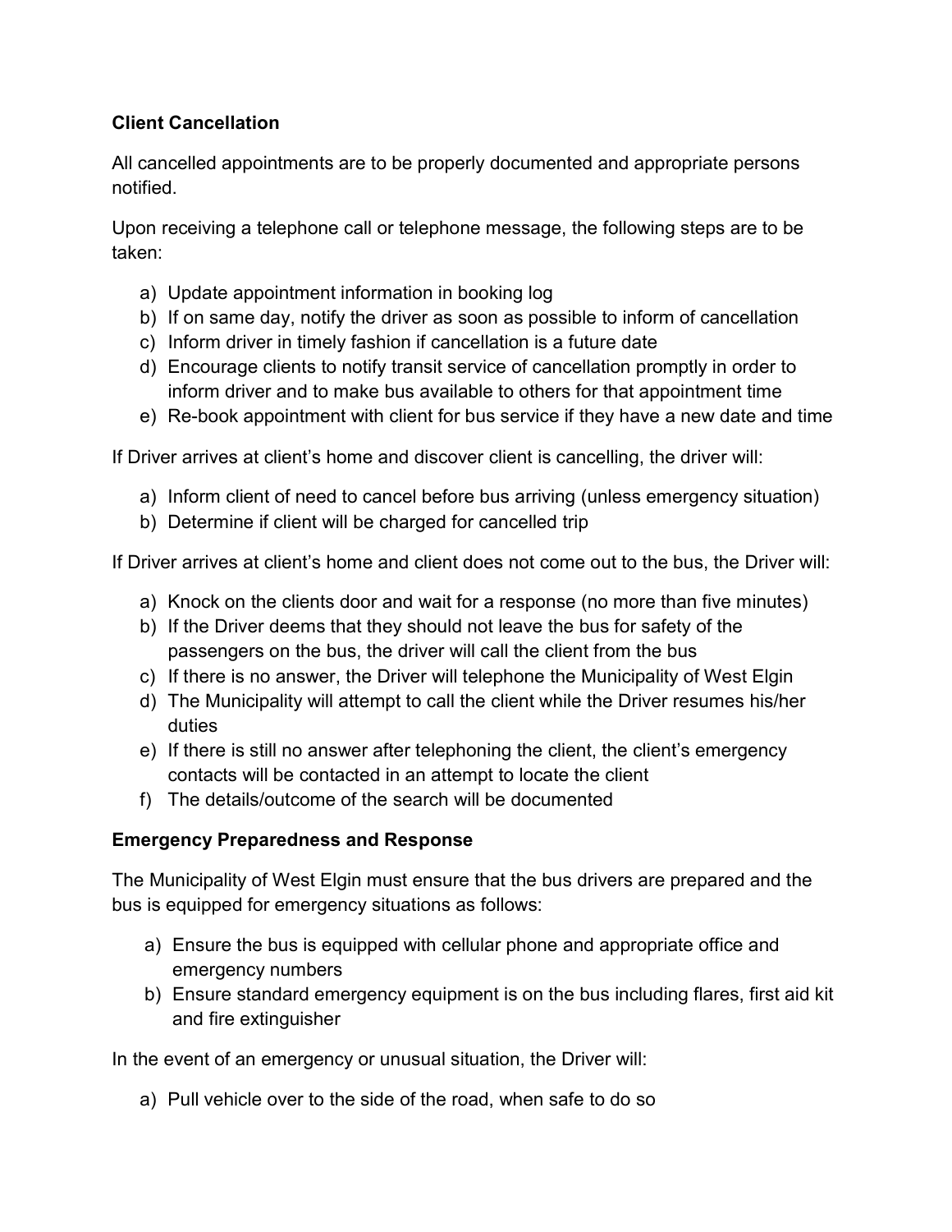**Client Cancellation**

All cancelled appointments are to be properly documented and appropriate persons notified.

Upon receiving a telephone call or telephone message, the following steps are to be taken:

a) Update appointment information in booking log
b) If on same day, notify the driver as soon as possible to inform of cancellation
c) Inform driver in timely fashion if cancellation is a future date
d) Encourage clients to notify transit service of cancellation promptly in order to inform driver and to make bus available to others for that appointment time
e) Re-book appointment with client for bus service if they have a new date and time

If Driver arrives at client's home and discover client is cancelling, the driver will:

a) Inform client of need to cancel before bus arriving (unless emergency situation)
b) Determine if client will be charged for cancelled trip

If Driver arrives at client's home and client does not come out to the bus, the Driver will:

a) Knock on the clients door and wait for a response (no more than five minutes)
b) If the Driver deems that they should not leave the bus for safety of the passengers on the bus, the driver will call the client from the bus
c) If there is no answer, the Driver will telephone the Municipality of West Elgin
d) The Municipality will attempt to call the client while the Driver resumes his/her duties
e) If there is still no answer after telephoning the client, the client's emergency contacts will be contacted in an attempt to locate the client
f) The details/outcome of the search will be documented

**Emergency Preparedness and Response**

The Municipality of West Elgin must ensure that the bus drivers are prepared and the bus is equipped for emergency situations as follows:

a) Ensure the bus is equipped with cellular phone and appropriate office and emergency numbers
b) Ensure standard emergency equipment is on the bus including flares, first aid kit and fire extinguisher

In the event of an emergency or unusual situation, the Driver will:

a) Pull vehicle over to the side of the road, when safe to do so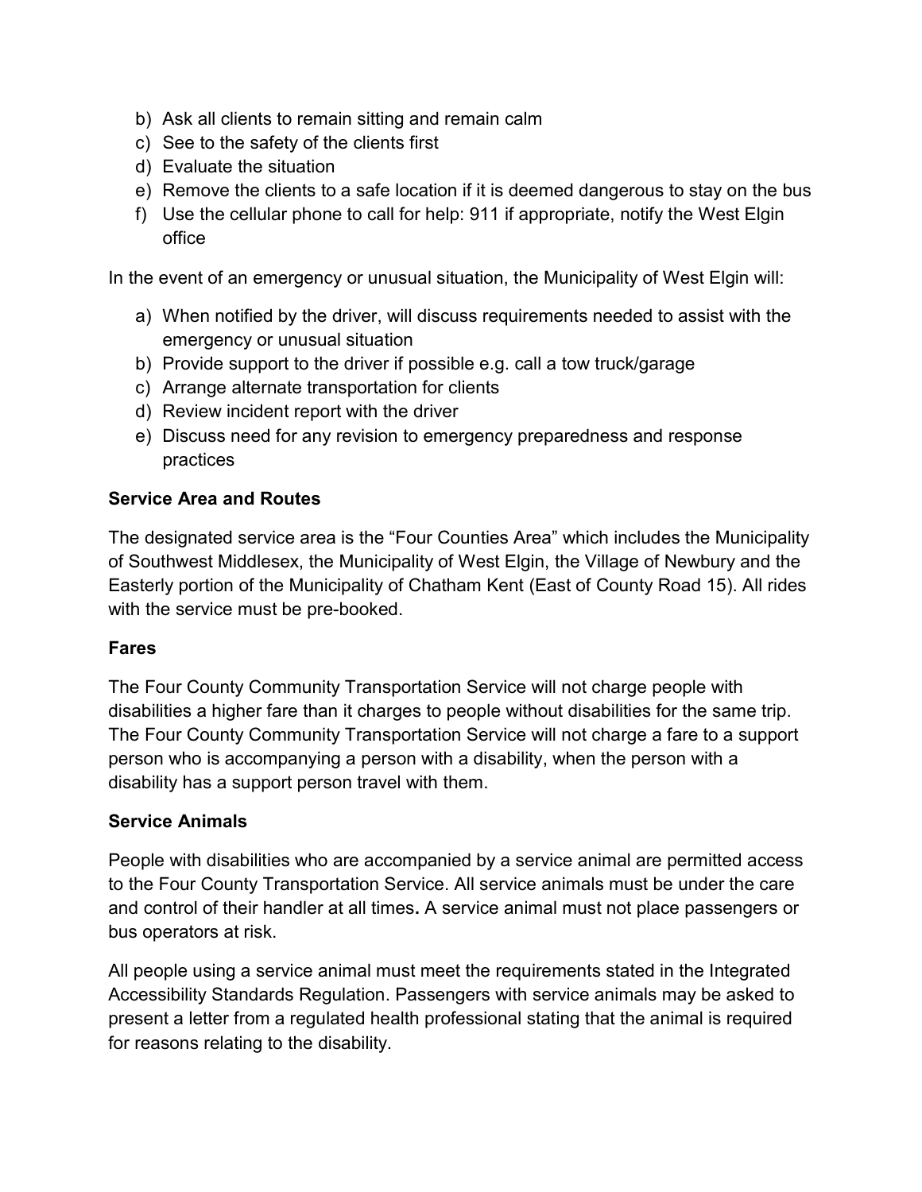b) Ask all clients to remain sitting and remain calm
c) See to the safety of the clients first
d) Evaluate the situation
e) Remove the clients to a safe location if it is deemed dangerous to stay on the bus
f) Use the cellular phone to call for help: 911 if appropriate, notify the West Elgin office

In the event of an emergency or unusual situation, the Municipality of West Elgin will:

a) When notified by the driver, will discuss requirements needed to assist with the emergency or unusual situation
b) Provide support to the driver if possible e.g. call a tow truck/garage
c) Arrange alternate transportation for clients
d) Review incident report with the driver
e) Discuss need for any revision to emergency preparedness and response practices

**Service Area and Routes**

The designated service area is the "Four Counties Area" which includes the Municipality of Southwest Middlesex, the Municipality of West Elgin, the Village of Newbury and the Easterly portion of the Municipality of Chatham Kent (East of County Road 15). All rides with the service must be pre-booked.

**Fares**

The Four County Community Transportation Service will not charge people with disabilities a higher fare than it charges to people without disabilities for the same trip. The Four County Community Transportation Service will not charge a fare to a support person who is accompanying a person with a disability, when the person with a disability has a support person travel with them.

**Service Animals**

People with disabilities who are accompanied by a service animal are permitted access to the Four County Transportation Service. All service animals must be under the care and control of their handler at all times**.** A service animal must not place passengers or bus operators at risk.

All people using a service animal must meet the requirements stated in the Integrated Accessibility Standards Regulation. Passengers with service animals may be asked to present a letter from a regulated health professional stating that the animal is required for reasons relating to the disability.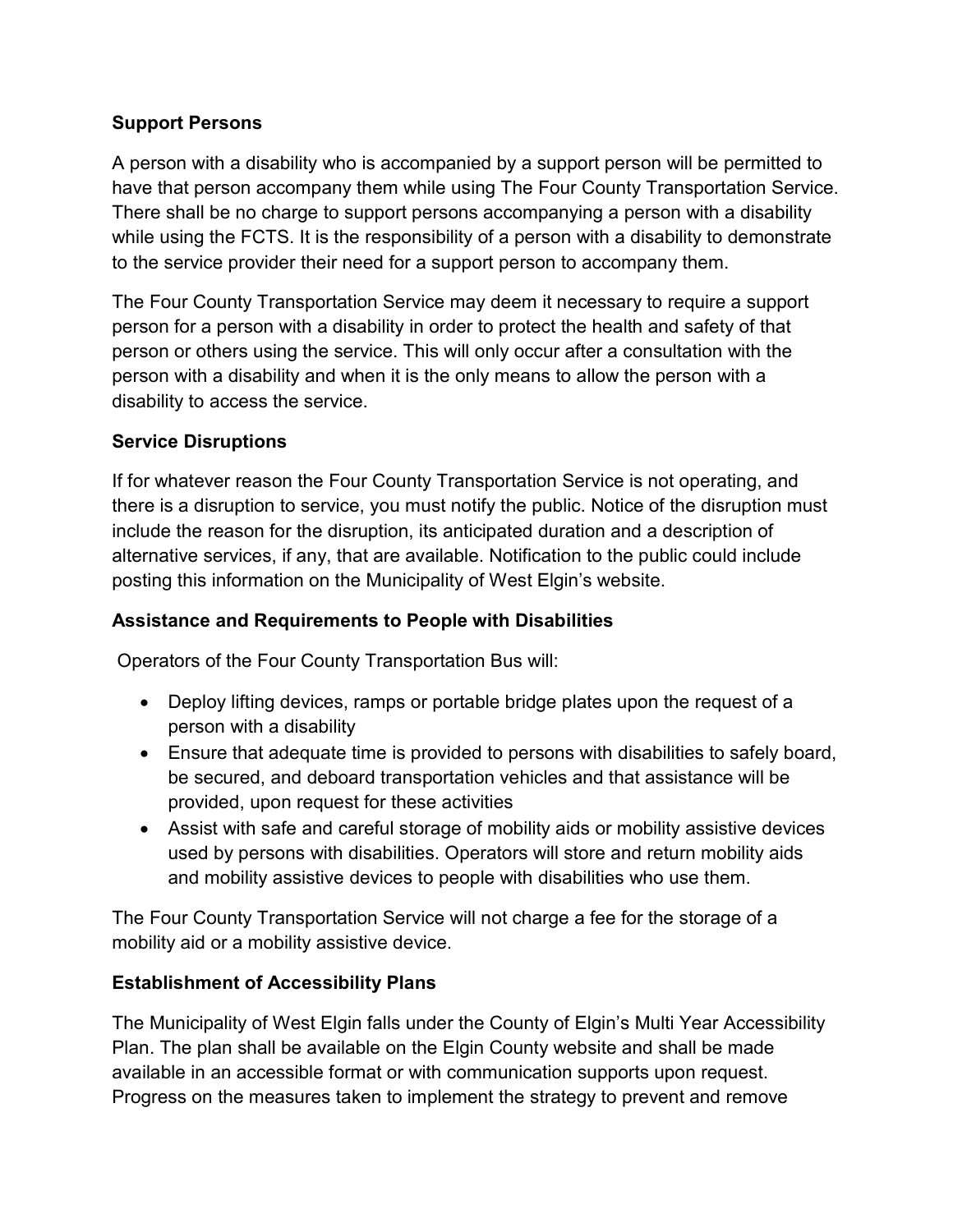**Support Persons**

A person with a disability who is accompanied by a support person will be permitted to have that person accompany them while using The Four County Transportation Service. There shall be no charge to support persons accompanying a person with a disability while using the FCTS. It is the responsibility of a person with a disability to demonstrate to the service provider their need for a support person to accompany them.

The Four County Transportation Service may deem it necessary to require a support person for a person with a disability in order to protect the health and safety of that person or others using the service. This will only occur after a consultation with the person with a disability and when it is the only means to allow the person with a disability to access the service.

**Service Disruptions**

If for whatever reason the Four County Transportation Service is not operating, and there is a disruption to service, you must notify the public. Notice of the disruption must include the reason for the disruption, its anticipated duration and a description of alternative services, if any, that are available. Notification to the public could include posting this information on the Municipality of West Elgin's website.

**Assistance and Requirements to People with Disabilities**

Operators of the Four County Transportation Bus will:

- Deploy lifting devices, ramps or portable bridge plates upon the request of a person with a disability
- Ensure that adequate time is provided to persons with disabilities to safely board, be secured, and deboard transportation vehicles and that assistance will be provided, upon request for these activities
- Assist with safe and careful storage of mobility aids or mobility assistive devices used by persons with disabilities. Operators will store and return mobility aids and mobility assistive devices to people with disabilities who use them.

The Four County Transportation Service will not charge a fee for the storage of a mobility aid or a mobility assistive device.

**Establishment of Accessibility Plans**

The Municipality of West Elgin falls under the County of Elgin's Multi Year Accessibility Plan. The plan shall be available on the Elgin County website and shall be made available in an accessible format or with communication supports upon request. Progress on the measures taken to implement the strategy to prevent and remove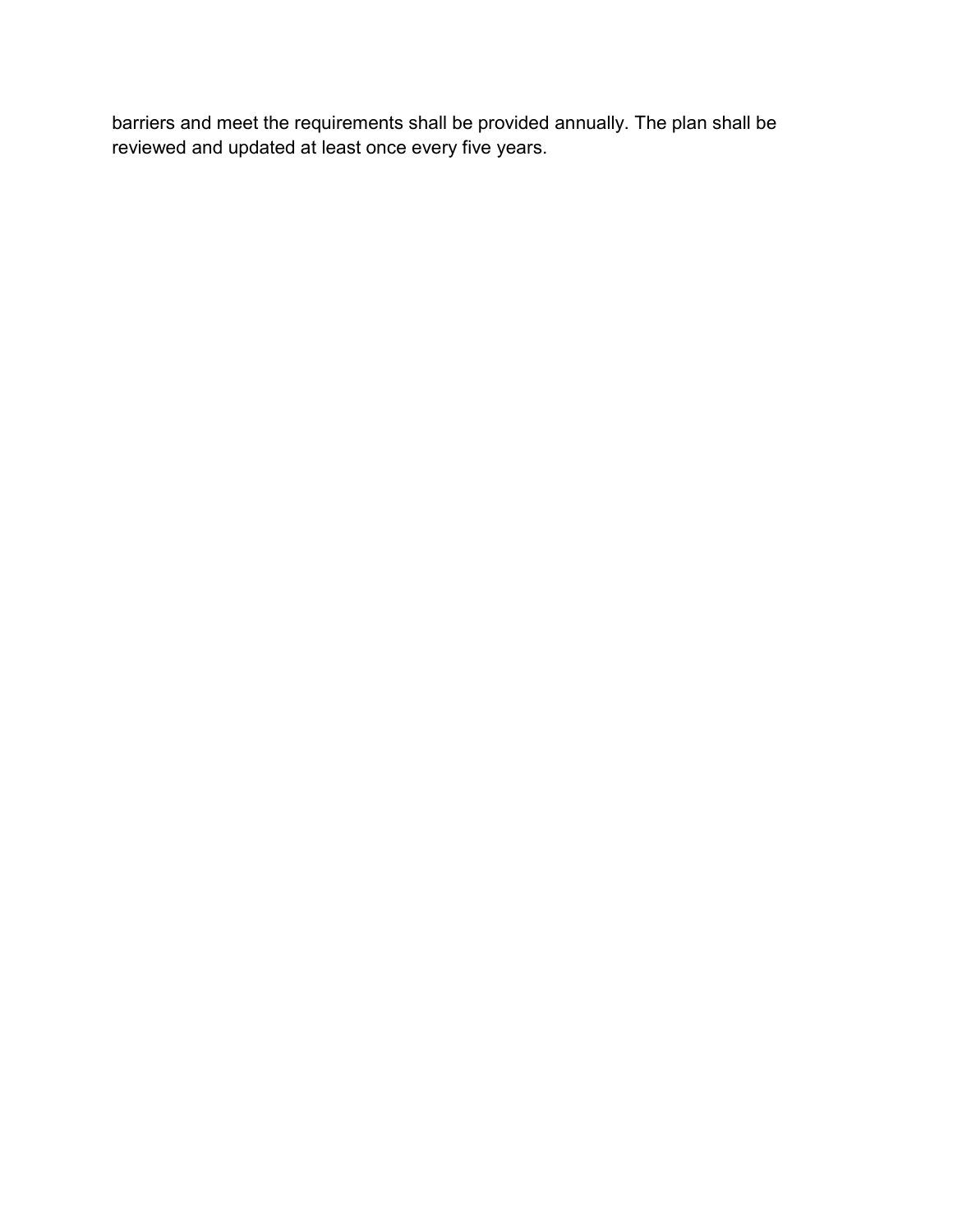barriers and meet the requirements shall be provided annually. The plan shall be reviewed and updated at least once every five years.